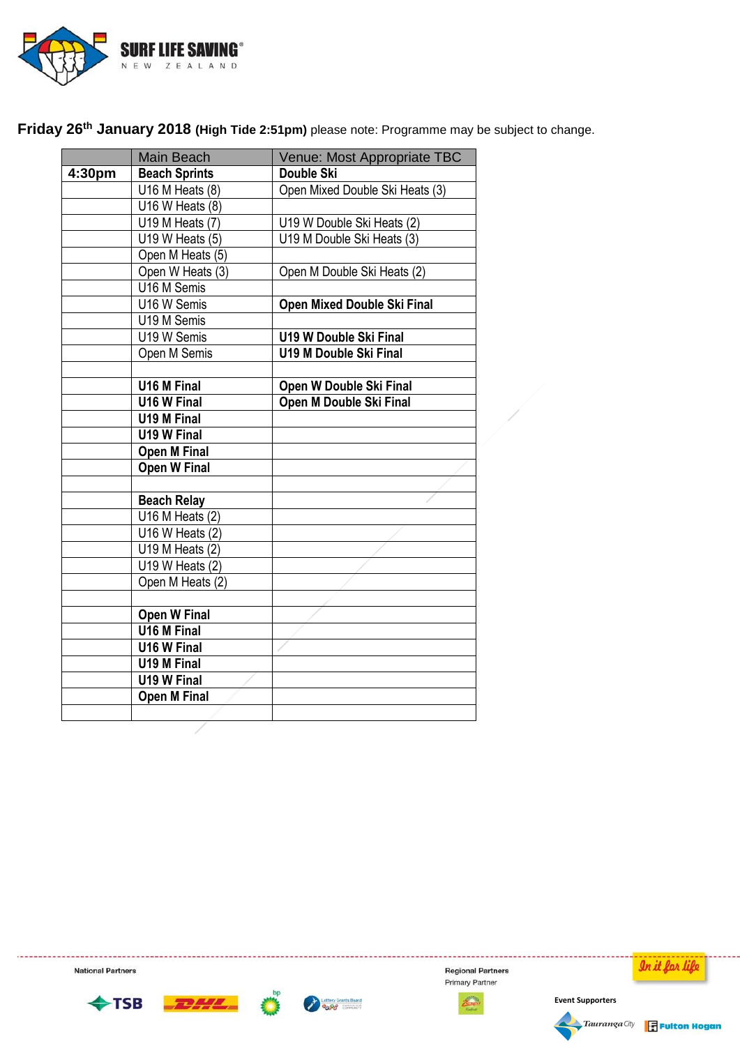**Friday 26th January 2018 (High Tide 2:51pm)** please note: Programme may be subject to change.

| | Main Beach | Venue: Most Appropriate TBC |
|---|---|---|
| **4:30pm** | **Beach Sprints** | **Double Ski** |
| | U16 M Heats (8) | Open Mixed Double Ski Heats (3) |
| | U16 W Heats (8) | |
| | U19 M Heats (7) | U19 W Double Ski Heats (2) |
| | U19 W Heats (5) | U19 M Double Ski Heats (3) |
| | Open M Heats (5) | |
| | Open W Heats (3) | Open M Double Ski Heats (2) |
| | U16 M Semis | |
| | U16 W Semis | **Open Mixed Double Ski Final** |
| | U19 M Semis | |
| | U19 W Semis | **U19 W Double Ski Final** |
| | Open M Semis | **U19 M Double Ski Final** |
| | | |
| | **U16 M Final** | **Open W Double Ski Final** |
| | **U16 W Final** | **Open M Double Ski Final** |
| | **U19 M Final** | |
| | **U19 W Final** | |
| | **Open M Final** | |
| | **Open W Final** | |
| | | |
| | **Beach Relay** | |
| | U16 M Heats (2) | |
| | U16 W Heats (2) | |
| | U19 M Heats (2) | |
| | U19 W Heats (2) | |
| | Open M Heats (2) | |
| | | |
| | **Open W Final** | |
| | **U16 M Final** | |
| | **U16 W Final** | |
| | **U19 M Final** | |
| | **U19 W Final** | |
| | **Open M Final** | |
| | | |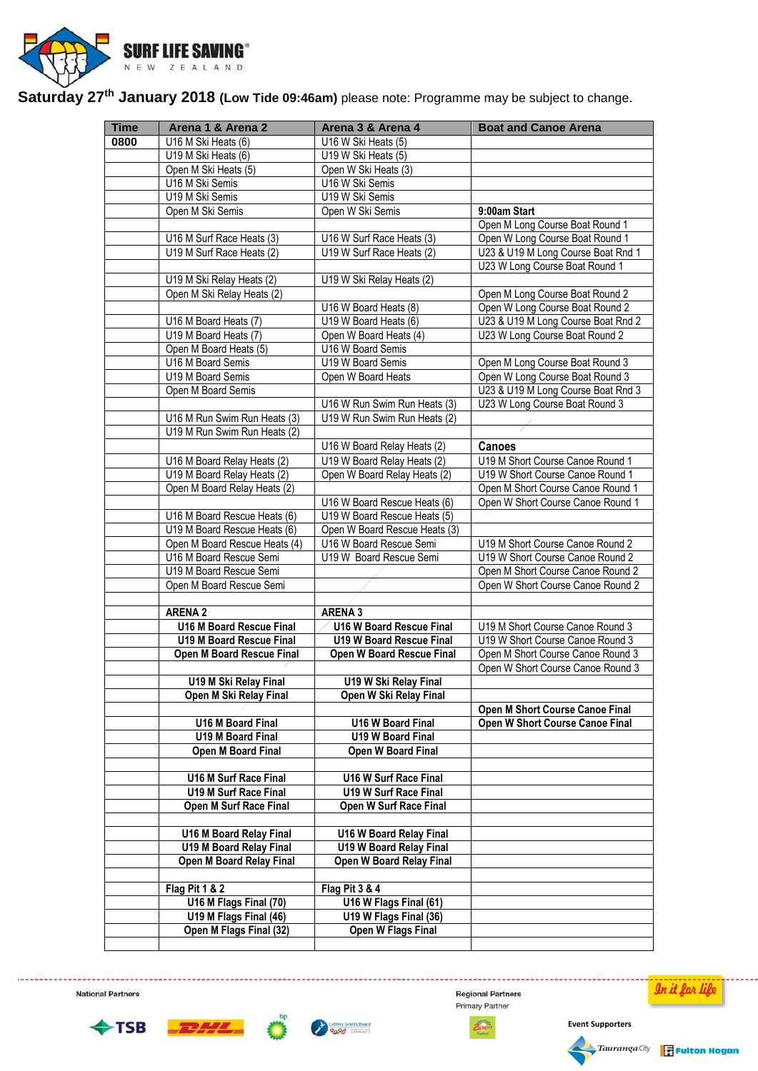SURF LIFE SAVING NEW ZEALAND

## Saturday 27th January 2018 (Low Tide 09:46am) please note: Programme may be subject to change.

| Time | Arena 1 & Arena 2 | Arena 3 & Arena 4 | Boat and Canoe Arena |
|---|---|---|---|
| 0800 | U16 M Ski Heats (6) | U16 W Ski Heats (5) | |
| | U19 M Ski Heats (6) | U19 W Ski Heats (5) | |
| | Open M Ski Heats (5) | Open W Ski Heats (3) | |
| | U16 M Ski Semis | U16 W Ski Semis | |
| | U19 M Ski Semis | U19 W Ski Semis | |
| | Open M Ski Semis | Open W Ski Semis | **9:00am Start** |
| | | | Open M Long Course Boat Round 1 |
| | U16 M Surf Race Heats (3) | U16 W Surf Race Heats (3) | Open W Long Course Boat Round 1 |
| | U19 M Surf Race Heats (2) | U19 W Surf Race Heats (2) | U23 & U19 M Long Course Boat Rnd 1 |
| | | | U23 W Long Course Boat Round 1 |
| | U19 M Ski Relay Heats (2) | U19 W Ski Relay Heats (2) | |
| | Open M Ski Relay Heats (2) | | Open M Long Course Boat Round 2 |
| | | U16 W Board Heats (8) | Open W Long Course Boat Round 2 |
| | U16 M Board Heats (7) | U19 W Board Heats (6) | U23 & U19 M Long Course Boat Rnd 2 |
| | U19 M Board Heats (7) | Open W Board Heats (4) | U23 W Long Course Boat Round 2 |
| | Open M Board Heats (5) | U16 W Board Semis | |
| | U16 M Board Semis | U19 W Board Semis | Open M Long Course Boat Round 3 |
| | U19 M Board Semis | Open W Board Heats | Open W Long Course Boat Round 3 |
| | Open M Board Semis | | U23 & U19 M Long Course Boat Rnd 3 |
| | | U16 W Run Swim Run Heats (3) | U23 W Long Course Boat Round 3 |
| | U16 M Run Swim Run Heats (3) | U19 W Run Swim Run Heats (2) | |
| | U19 M Run Swim Run Heats (2) | | |
| | | U16 W Board Relay Heats (2) | **Canoes** |
| | U16 M Board Relay Heats (2) | U19 W Board Relay Heats (2) | U19 M Short Course Canoe Round 1 |
| | U19 M Board Relay Heats (2) | Open W Board Relay Heats (2) | U19 W Short Course Canoe Round 1 |
| | Open M Board Relay Heats (2) | | Open M Short Course Canoe Round 1 |
| | | U16 W Board Rescue Heats (6) | Open W Short Course Canoe Round 1 |
| | U16 M Board Rescue Heats (6) | U19 W Board Rescue Heats (5) | |
| | U19 M Board Rescue Heats (6) | Open W Board Rescue Heats (3) | |
| | Open M Board Rescue Heats (4) | U16 W Board Rescue Semi | U19 M Short Course Canoe Round 2 |
| | U16 M Board Rescue Semi | U19 W Board Rescue Semi | U19 W Short Course Canoe Round 2 |
| | U19 M Board Rescue Semi | | Open M Short Course Canoe Round 2 |
| | Open M Board Rescue Semi | | Open W Short Course Canoe Round 2 |
| | | | |
| | **ARENA 2** | **ARENA 3** | |
| | **U16 M Board Rescue Final** | **U16 W Board Rescue Final** | U19 M Short Course Canoe Round 3 |
| | **U19 M Board Rescue Final** | **U19 W Board Rescue Final** | U19 W Short Course Canoe Round 3 |
| | **Open M Board Rescue Final** | **Open W Board Rescue Final** | Open M Short Course Canoe Round 3 |
| | | | Open W Short Course Canoe Round 3 |
| | **U19 M Ski Relay Final** | **U19 W Ski Relay Final** | |
| | **Open M Ski Relay Final** | **Open W Ski Relay Final** | |
| | | | **Open M Short Course Canoe Final** |
| | **U16 M Board Final** | **U16 W Board Final** | **Open W Short Course Canoe Final** |
| | **U19 M Board Final** | **U19 W Board Final** | |
| | **Open M Board Final** | **Open W Board Final** | |
| | | | |
| | **U16 M Surf Race Final** | **U16 W Surf Race Final** | |
| | **U19 M Surf Race Final** | **U19 W Surf Race Final** | |
| | **Open M Surf Race Final** | **Open W Surf Race Final** | |
| | | | |
| | **U16 M Board Relay Final** | **U16 W Board Relay Final** | |
| | **U19 M Board Relay Final** | **U19 W Board Relay Final** | |
| | **Open M Board Relay Final** | **Open W Board Relay Final** | |
| | | | |
| | **Flag Pit 1 & 2** | **Flag Pit 3 & 4** | |
| | **U16 M Flags Final (70)** | **U16 W Flags Final (61)** | |
| | **U19 M Flags Final (46)** | **U19 W Flags Final (36)** | |
| | **Open M Flags Final (32)** | **Open W Flags Final** | |
| | | | |

National Partners: TSB, DHL, bp, Lottery Grants Board

Regional Partners — Primary Partner

Event Supporters: Tauranga City, Fulton Hogan

In it for life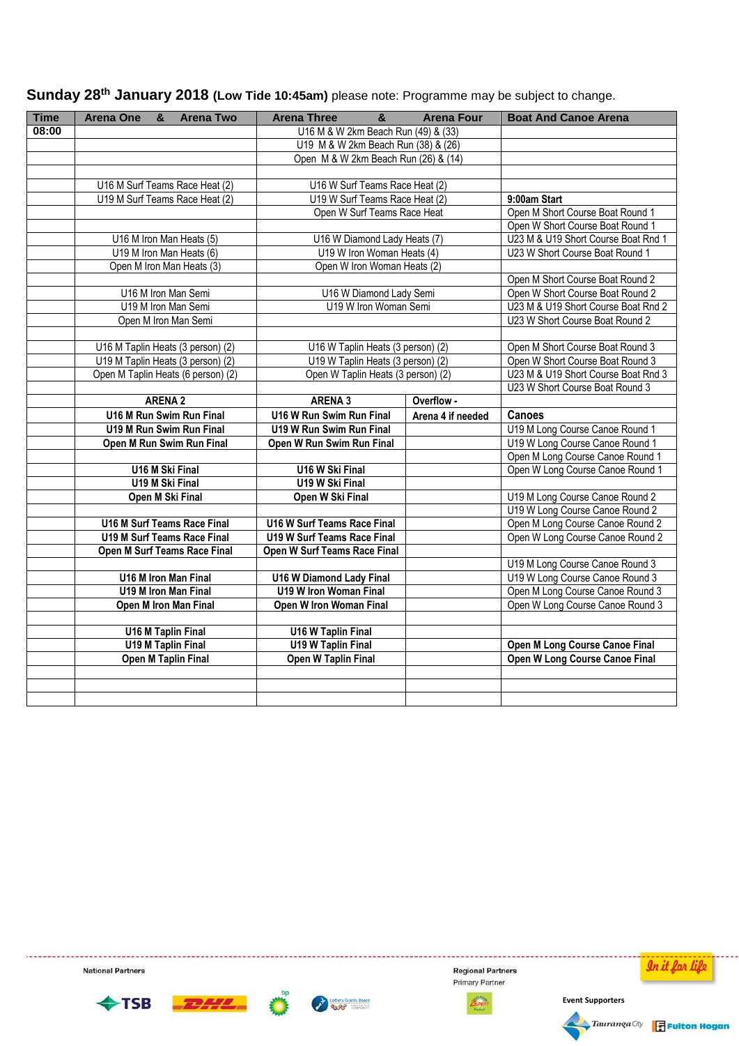## Sunday 28th January 2018 (Low Tide 10:45am) please note: Programme may be subject to change.

| Time | Arena One & Arena Two | Arena Three & | Arena Four | Boat And Canoe Arena |
|---|---|---|---|---|
| 08:00 | | U16 M & W 2km Beach Run (49) & (33) | | |
| | | U19 M & W 2km Beach Run (38) & (26) | | |
| | | Open M & W 2km Beach Run (26) & (14) | | |
| | | | | |
| | U16 M Surf Teams Race Heat (2) | U16 W Surf Teams Race Heat (2) | | |
| | U19 M Surf Teams Race Heat (2) | U19 W Surf Teams Race Heat (2) | | **9:00am Start** |
| | | Open W Surf Teams Race Heat | | Open M Short Course Boat Round 1 |
| | | | | Open W Short Course Boat Round 1 |
| | U16 M Iron Man Heats (5) | U16 W Diamond Lady Heats (7) | | U23 M & U19 Short Course Boat Rnd 1 |
| | U19 M Iron Man Heats (6) | U19 W Iron Woman Heats (4) | | U23 W Short Course Boat Round 1 |
| | Open M Iron Man Heats (3) | Open W Iron Woman Heats (2) | | |
| | | | | Open M Short Course Boat Round 2 |
| | U16 M Iron Man Semi | U16 W Diamond Lady Semi | | Open W Short Course Boat Round 2 |
| | U19 M Iron Man Semi | U19 W Iron Woman Semi | | U23 M & U19 Short Course Boat Rnd 2 |
| | Open M Iron Man Semi | | | U23 W Short Course Boat Round 2 |
| | | | | |
| | U16 M Taplin Heats (3 person) (2) | U16 W Taplin Heats (3 person) (2) | | Open M Short Course Boat Round 3 |
| | U19 M Taplin Heats (3 person) (2) | U19 W Taplin Heats (3 person) (2) | | Open W Short Course Boat Round 3 |
| | Open M Taplin Heats (6 person) (2) | Open W Taplin Heats (3 person) (2) | | U23 M & U19 Short Course Boat Rnd 3 |
| | | | | U23 W Short Course Boat Round 3 |
| | **ARENA 2** | **ARENA 3** | **Overflow -** | |
| | **U16 M Run Swim Run Final** | **U16 W Run Swim Run Final** | **Arena 4 if needed** | **Canoes** |
| | **U19 M Run Swim Run Final** | **U19 W Run Swim Run Final** | | U19 M Long Course Canoe Round 1 |
| | **Open M Run Swim Run Final** | **Open W Run Swim Run Final** | | U19 W Long Course Canoe Round 1 |
| | | | | Open M Long Course Canoe Round 1 |
| | **U16 M Ski Final** | **U16 W Ski Final** | | Open W Long Course Canoe Round 1 |
| | **U19 M Ski Final** | **U19 W Ski Final** | | |
| | **Open M Ski Final** | **Open W Ski Final** | | U19 M Long Course Canoe Round 2 |
| | | | | U19 W Long Course Canoe Round 2 |
| | **U16 M Surf Teams Race Final** | **U16 W Surf Teams Race Final** | | Open M Long Course Canoe Round 2 |
| | **U19 M Surf Teams Race Final** | **U19 W Surf Teams Race Final** | | Open W Long Course Canoe Round 2 |
| | **Open M Surf Teams Race Final** | **Open W Surf Teams Race Final** | | |
| | | | | U19 M Long Course Canoe Round 3 |
| | **U16 M Iron Man Final** | **U16 W Diamond Lady Final** | | U19 W Long Course Canoe Round 3 |
| | **U19 M Iron Man Final** | **U19 W Iron Woman Final** | | Open M Long Course Canoe Round 3 |
| | **Open M Iron Man Final** | **Open W Iron Woman Final** | | Open W Long Course Canoe Round 3 |
| | | | | |
| | **U16 M Taplin Final** | **U16 W Taplin Final** | | |
| | **U19 M Taplin Final** | **U19 W Taplin Final** | | **Open M Long Course Canoe Final** |
| | **Open M Taplin Final** | **Open W Taplin Final** | | **Open W Long Course Canoe Final** |
| | | | | |
| | | | | |
| | | | | |